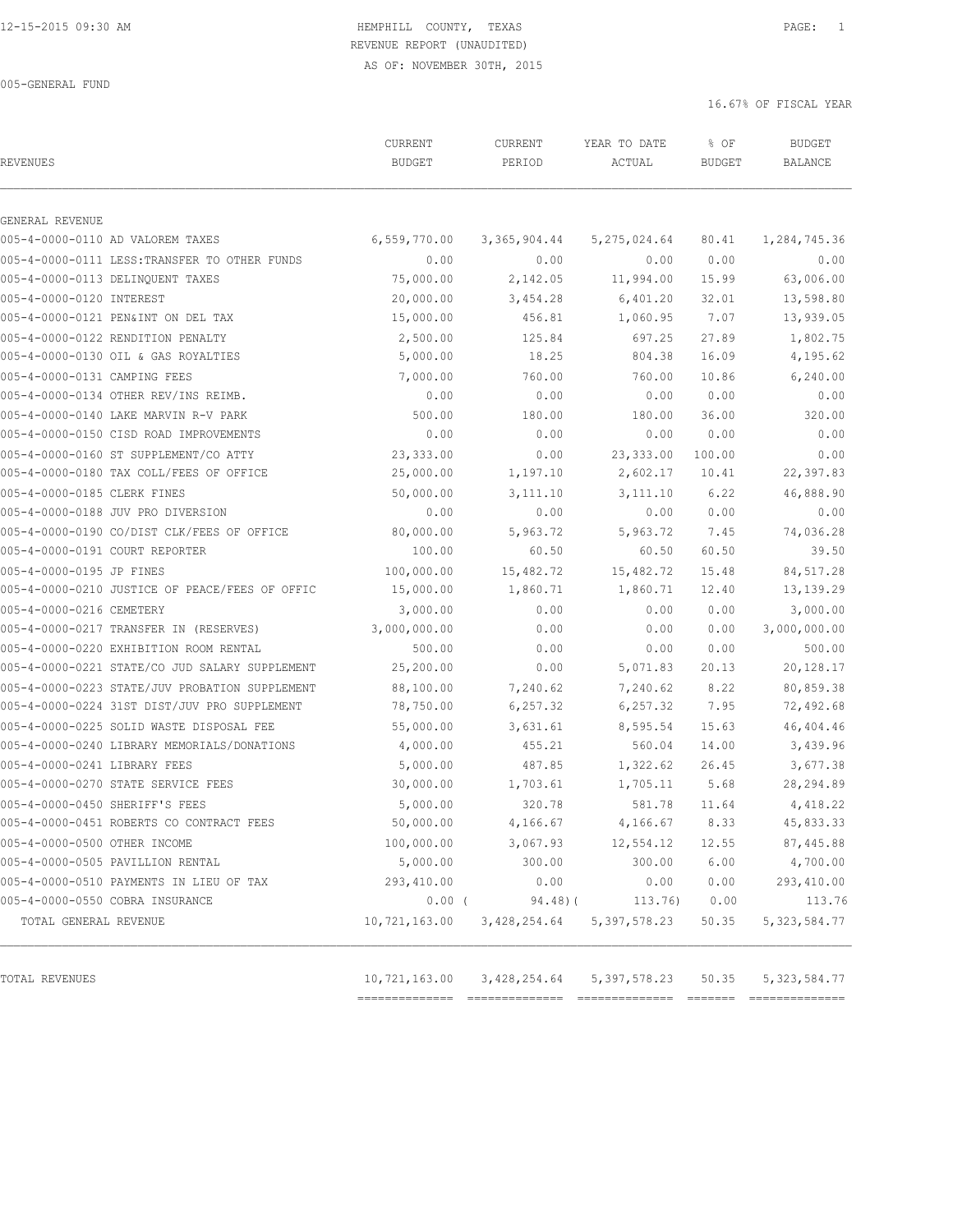12-15-2015 09:30 AM HEMPHILL COUNTY, TEXAS PAGE: 1

REVENUE REPORT (UNAUDITED)

AS OF: NOVEMBER 30TH, 2015

005-GENERAL FUND

16.67% OF FISCAL YEAR

| REVENUES | CURRENT BUDGET | CURRENT PERIOD | YEAR TO DATE ACTUAL | % OF BUDGET | BUDGET BALANCE |
|---|---|---|---|---|---|
| GENERAL REVENUE | | | | | |
| 005-4-0000-0110 AD VALOREM TAXES | 6,559,770.00 | 3,365,904.44 | 5,275,024.64 | 80.41 | 1,284,745.36 |
| 005-4-0000-0111 LESS:TRANSFER TO OTHER FUNDS | 0.00 | 0.00 | 0.00 | 0.00 | 0.00 |
| 005-4-0000-0113 DELINQUENT TAXES | 75,000.00 | 2,142.05 | 11,994.00 | 15.99 | 63,006.00 |
| 005-4-0000-0120 INTEREST | 20,000.00 | 3,454.28 | 6,401.20 | 32.01 | 13,598.80 |
| 005-4-0000-0121 PEN&INT ON DEL TAX | 15,000.00 | 456.81 | 1,060.95 | 7.07 | 13,939.05 |
| 005-4-0000-0122 RENDITION PENALTY | 2,500.00 | 125.84 | 697.25 | 27.89 | 1,802.75 |
| 005-4-0000-0130 OIL & GAS ROYALTIES | 5,000.00 | 18.25 | 804.38 | 16.09 | 4,195.62 |
| 005-4-0000-0131 CAMPING FEES | 7,000.00 | 760.00 | 760.00 | 10.86 | 6,240.00 |
| 005-4-0000-0134 OTHER REV/INS REIMB. | 0.00 | 0.00 | 0.00 | 0.00 | 0.00 |
| 005-4-0000-0140 LAKE MARVIN R-V PARK | 500.00 | 180.00 | 180.00 | 36.00 | 320.00 |
| 005-4-0000-0150 CISD ROAD IMPROVEMENTS | 0.00 | 0.00 | 0.00 | 0.00 | 0.00 |
| 005-4-0000-0160 ST SUPPLEMENT/CO ATTY | 23,333.00 | 0.00 | 23,333.00 | 100.00 | 0.00 |
| 005-4-0000-0180 TAX COLL/FEES OF OFFICE | 25,000.00 | 1,197.10 | 2,602.17 | 10.41 | 22,397.83 |
| 005-4-0000-0185 CLERK FINES | 50,000.00 | 3,111.10 | 3,111.10 | 6.22 | 46,888.90 |
| 005-4-0000-0188 JUV PRO DIVERSION | 0.00 | 0.00 | 0.00 | 0.00 | 0.00 |
| 005-4-0000-0190 CO/DIST CLK/FEES OF OFFICE | 80,000.00 | 5,963.72 | 5,963.72 | 7.45 | 74,036.28 |
| 005-4-0000-0191 COURT REPORTER | 100.00 | 60.50 | 60.50 | 60.50 | 39.50 |
| 005-4-0000-0195 JP FINES | 100,000.00 | 15,482.72 | 15,482.72 | 15.48 | 84,517.28 |
| 005-4-0000-0210 JUSTICE OF PEACE/FEES OF OFFIC | 15,000.00 | 1,860.71 | 1,860.71 | 12.40 | 13,139.29 |
| 005-4-0000-0216 CEMETERY | 3,000.00 | 0.00 | 0.00 | 0.00 | 3,000.00 |
| 005-4-0000-0217 TRANSFER IN (RESERVES) | 3,000,000.00 | 0.00 | 0.00 | 0.00 | 3,000,000.00 |
| 005-4-0000-0220 EXHIBITION ROOM RENTAL | 500.00 | 0.00 | 0.00 | 0.00 | 500.00 |
| 005-4-0000-0221 STATE/CO JUD SALARY SUPPLEMENT | 25,200.00 | 0.00 | 5,071.83 | 20.13 | 20,128.17 |
| 005-4-0000-0223 STATE/JUV PROBATION SUPPLEMENT | 88,100.00 | 7,240.62 | 7,240.62 | 8.22 | 80,859.38 |
| 005-4-0000-0224 31ST DIST/JUV PRO SUPPLEMENT | 78,750.00 | 6,257.32 | 6,257.32 | 7.95 | 72,492.68 |
| 005-4-0000-0225 SOLID WASTE DISPOSAL FEE | 55,000.00 | 3,631.61 | 8,595.54 | 15.63 | 46,404.46 |
| 005-4-0000-0240 LIBRARY MEMORIALS/DONATIONS | 4,000.00 | 455.21 | 560.04 | 14.00 | 3,439.96 |
| 005-4-0000-0241 LIBRARY FEES | 5,000.00 | 487.85 | 1,322.62 | 26.45 | 3,677.38 |
| 005-4-0000-0270 STATE SERVICE FEES | 30,000.00 | 1,703.61 | 1,705.11 | 5.68 | 28,294.89 |
| 005-4-0000-0450 SHERIFF'S FEES | 5,000.00 | 320.78 | 581.78 | 11.64 | 4,418.22 |
| 005-4-0000-0451 ROBERTS CO CONTRACT FEES | 50,000.00 | 4,166.67 | 4,166.67 | 8.33 | 45,833.33 |
| 005-4-0000-0500 OTHER INCOME | 100,000.00 | 3,067.93 | 12,554.12 | 12.55 | 87,445.88 |
| 005-4-0000-0505 PAVILLION RENTAL | 5,000.00 | 300.00 | 300.00 | 6.00 | 4,700.00 |
| 005-4-0000-0510 PAYMENTS IN LIEU OF TAX | 293,410.00 | 0.00 | 0.00 | 0.00 | 293,410.00 |
| 005-4-0000-0550 COBRA INSURANCE | 0.00 | ( 94.48) | ( 113.76) | 0.00 | 113.76 |
| TOTAL GENERAL REVENUE | 10,721,163.00 | 3,428,254.64 | 5,397,578.23 | 50.35 | 5,323,584.77 |
| TOTAL REVENUES | 10,721,163.00 | 3,428,254.64 | 5,397,578.23 | 50.35 | 5,323,584.77 |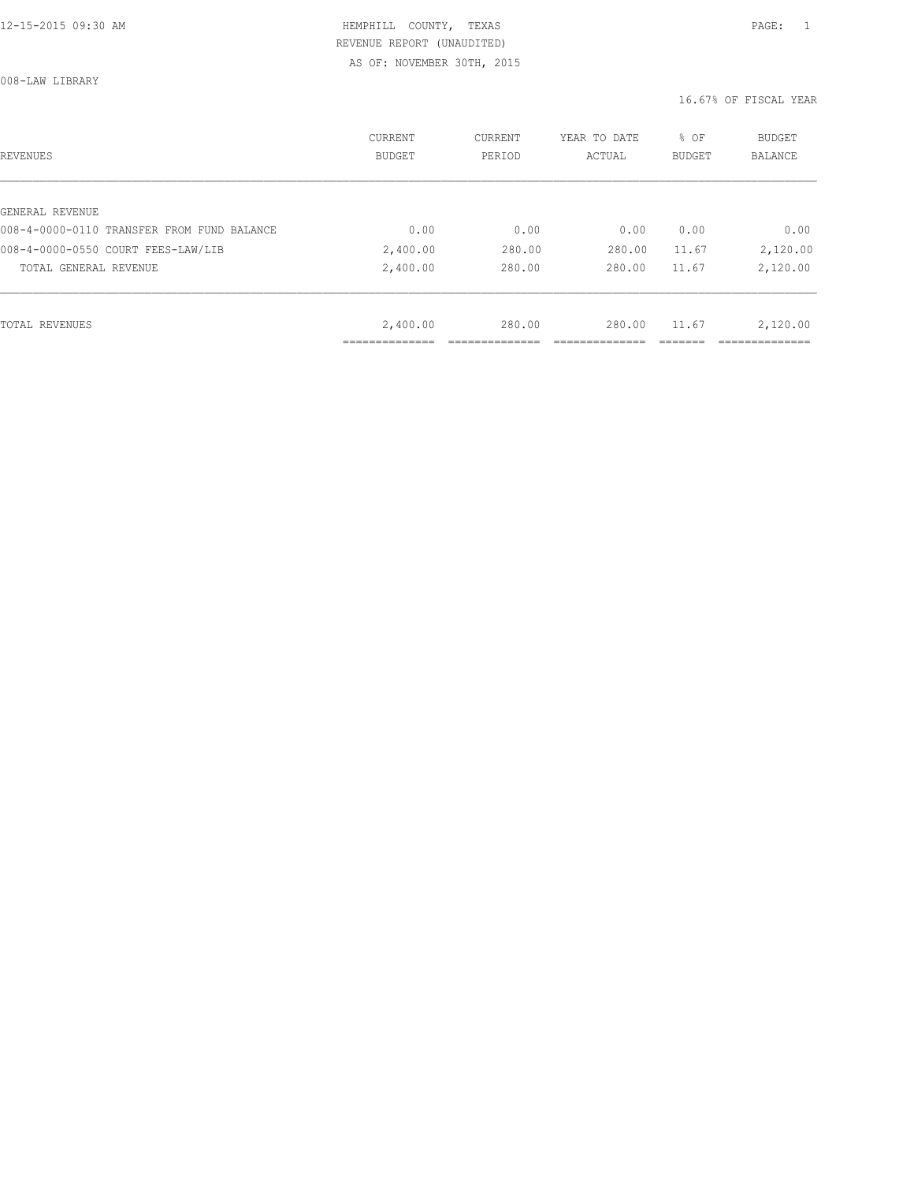HEMPHILL COUNTY, TEXAS
REVENUE REPORT (UNAUDITED)
AS OF: NOVEMBER 30TH, 2015

008-LAW LIBRARY

16.67% OF FISCAL YEAR

| REVENUES | CURRENT BUDGET | CURRENT PERIOD | YEAR TO DATE ACTUAL | % OF BUDGET | BUDGET BALANCE |
|---|---|---|---|---|---|
| GENERAL REVENUE | | | | | |
| 008-4-0000-0110 TRANSFER FROM FUND BALANCE | 0.00 | 0.00 | 0.00 | 0.00 | 0.00 |
| 008-4-0000-0550 COURT FEES-LAW/LIB | 2,400.00 | 280.00 | 280.00 | 11.67 | 2,120.00 |
| TOTAL GENERAL REVENUE | 2,400.00 | 280.00 | 280.00 | 11.67 | 2,120.00 |
| TOTAL REVENUES | 2,400.00 | 280.00 | 280.00 | 11.67 | 2,120.00 |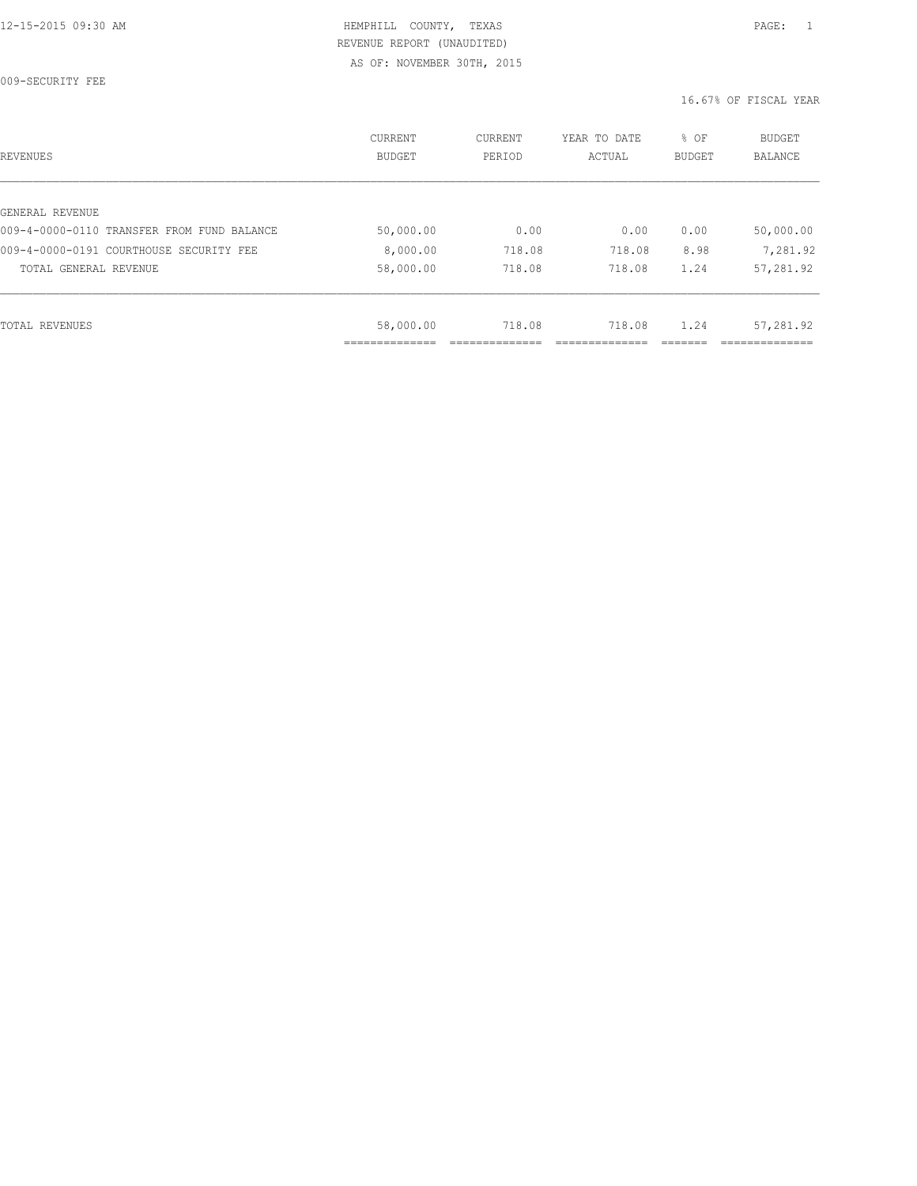HEMPHILL COUNTY, TEXAS
REVENUE REPORT (UNAUDITED)
AS OF: NOVEMBER 30TH, 2015

009-SECURITY FEE

16.67% OF FISCAL YEAR

| REVENUES | CURRENT BUDGET | CURRENT PERIOD | YEAR TO DATE ACTUAL | % OF BUDGET | BUDGET BALANCE |
|---|---|---|---|---|---|
| GENERAL REVENUE | | | | | |
| 009-4-0000-0110 TRANSFER FROM FUND BALANCE | 50,000.00 | 0.00 | 0.00 | 0.00 | 50,000.00 |
| 009-4-0000-0191 COURTHOUSE SECURITY FEE | 8,000.00 | 718.08 | 718.08 | 8.98 | 7,281.92 |
| TOTAL GENERAL REVENUE | 58,000.00 | 718.08 | 718.08 | 1.24 | 57,281.92 |
| TOTAL REVENUES | 58,000.00 | 718.08 | 718.08 | 1.24 | 57,281.92 |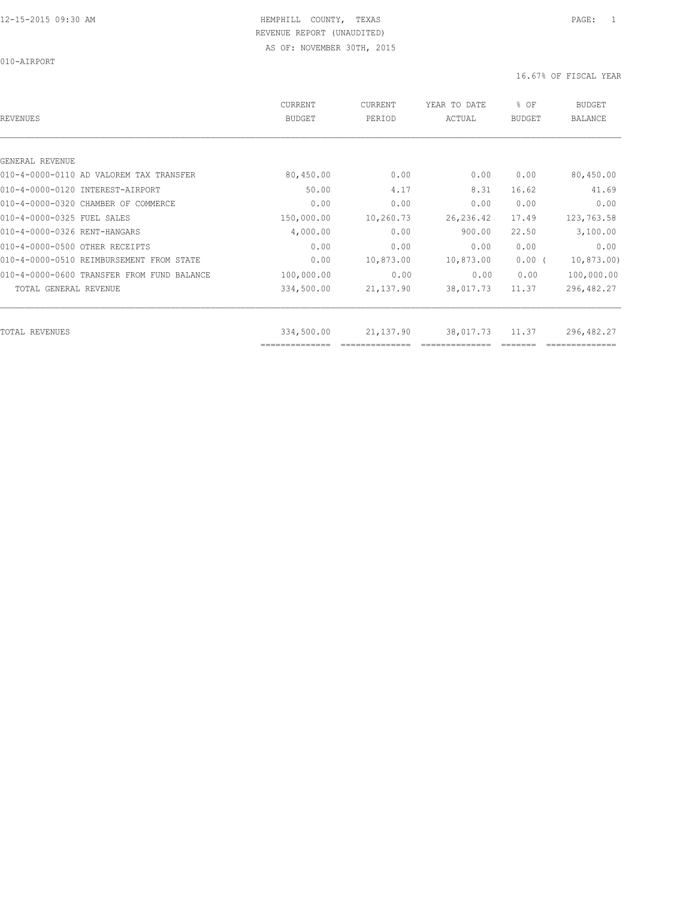HEMPHILL COUNTY, TEXAS
REVENUE REPORT (UNAUDITED)
AS OF: NOVEMBER 30TH, 2015

010-AIRPORT

16.67% OF FISCAL YEAR

| REVENUES | CURRENT BUDGET | CURRENT PERIOD | YEAR TO DATE ACTUAL | % OF BUDGET | BUDGET BALANCE |
|---|---|---|---|---|---|
| GENERAL REVENUE | | | | | |
| 010-4-0000-0110 AD VALOREM TAX TRANSFER | 80,450.00 | 0.00 | 0.00 | 0.00 | 80,450.00 |
| 010-4-0000-0120 INTEREST-AIRPORT | 50.00 | 4.17 | 8.31 | 16.62 | 41.69 |
| 010-4-0000-0320 CHAMBER OF COMMERCE | 0.00 | 0.00 | 0.00 | 0.00 | 0.00 |
| 010-4-0000-0325 FUEL SALES | 150,000.00 | 10,260.73 | 26,236.42 | 17.49 | 123,763.58 |
| 010-4-0000-0326 RENT-HANGARS | 4,000.00 | 0.00 | 900.00 | 22.50 | 3,100.00 |
| 010-4-0000-0500 OTHER RECEIPTS | 0.00 | 0.00 | 0.00 | 0.00 | 0.00 |
| 010-4-0000-0510 REIMBURSEMENT FROM STATE | 0.00 | 10,873.00 | 10,873.00 | 0.00 ( | 10,873.00) |
| 010-4-0000-0600 TRANSFER FROM FUND BALANCE | 100,000.00 | 0.00 | 0.00 | 0.00 | 100,000.00 |
| TOTAL GENERAL REVENUE | 334,500.00 | 21,137.90 | 38,017.73 | 11.37 | 296,482.27 |
| TOTAL REVENUES | 334,500.00 | 21,137.90 | 38,017.73 | 11.37 | 296,482.27 |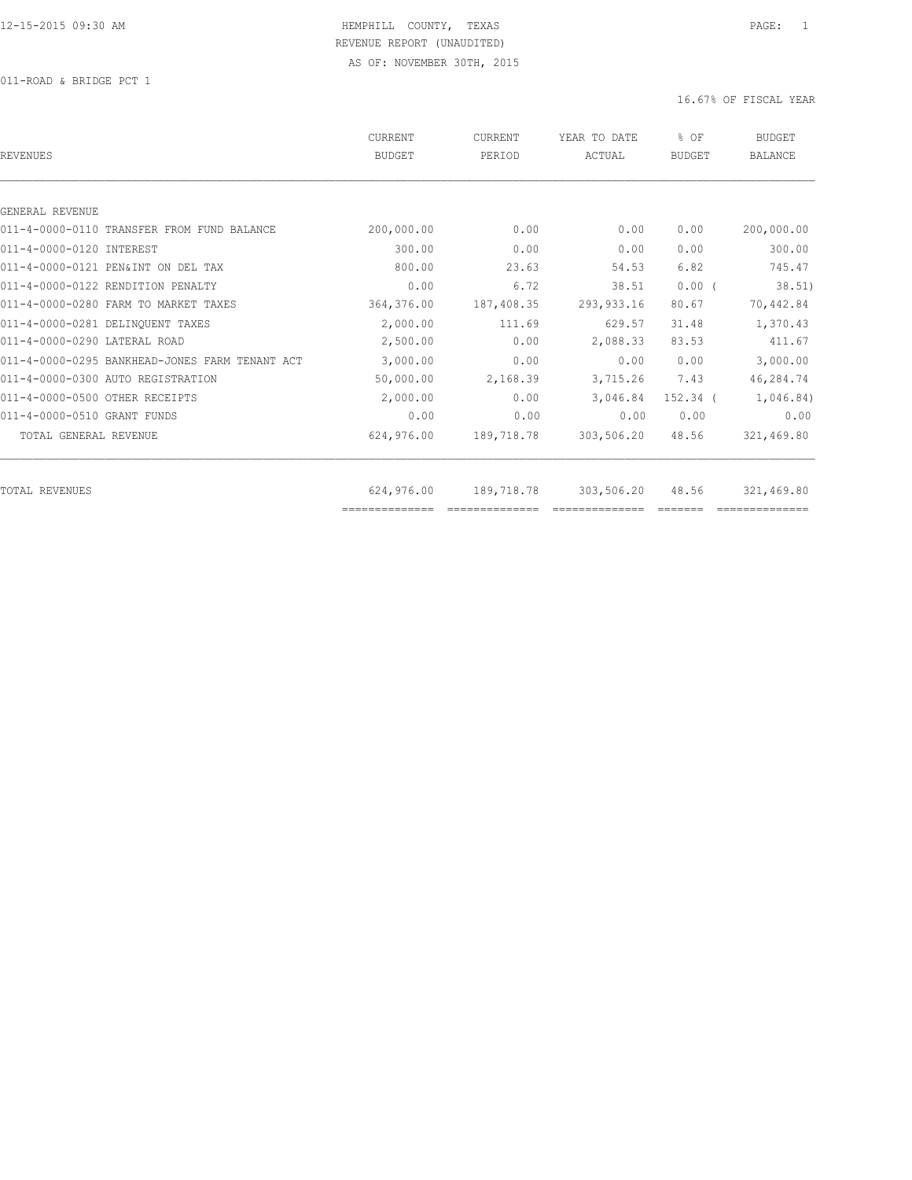HEMPHILL COUNTY, TEXAS
REVENUE REPORT (UNAUDITED)
AS OF: NOVEMBER 30TH, 2015

011-ROAD & BRIDGE PCT 1

16.67% OF FISCAL YEAR

| REVENUES | CURRENT BUDGET | CURRENT PERIOD | YEAR TO DATE ACTUAL | % OF BUDGET | BUDGET BALANCE |
|---|---|---|---|---|---|
| GENERAL REVENUE | | | | | |
| 011-4-0000-0110 TRANSFER FROM FUND BALANCE | 200,000.00 | 0.00 | 0.00 | 0.00 | 200,000.00 |
| 011-4-0000-0120 INTEREST | 300.00 | 0.00 | 0.00 | 0.00 | 300.00 |
| 011-4-0000-0121 PEN&INT ON DEL TAX | 800.00 | 23.63 | 54.53 | 6.82 | 745.47 |
| 011-4-0000-0122 RENDITION PENALTY | 0.00 | 6.72 | 38.51 | 0.00 | ( 38.51) |
| 011-4-0000-0280 FARM TO MARKET TAXES | 364,376.00 | 187,408.35 | 293,933.16 | 80.67 | 70,442.84 |
| 011-4-0000-0281 DELINQUENT TAXES | 2,000.00 | 111.69 | 629.57 | 31.48 | 1,370.43 |
| 011-4-0000-0290 LATERAL ROAD | 2,500.00 | 0.00 | 2,088.33 | 83.53 | 411.67 |
| 011-4-0000-0295 BANKHEAD-JONES FARM TENANT ACT | 3,000.00 | 0.00 | 0.00 | 0.00 | 3,000.00 |
| 011-4-0000-0300 AUTO REGISTRATION | 50,000.00 | 2,168.39 | 3,715.26 | 7.43 | 46,284.74 |
| 011-4-0000-0500 OTHER RECEIPTS | 2,000.00 | 0.00 | 3,046.84 | 152.34 | ( 1,046.84) |
| 011-4-0000-0510 GRANT FUNDS | 0.00 | 0.00 | 0.00 | 0.00 | 0.00 |
| TOTAL GENERAL REVENUE | 624,976.00 | 189,718.78 | 303,506.20 | 48.56 | 321,469.80 |
| TOTAL REVENUES | 624,976.00 | 189,718.78 | 303,506.20 | 48.56 | 321,469.80 |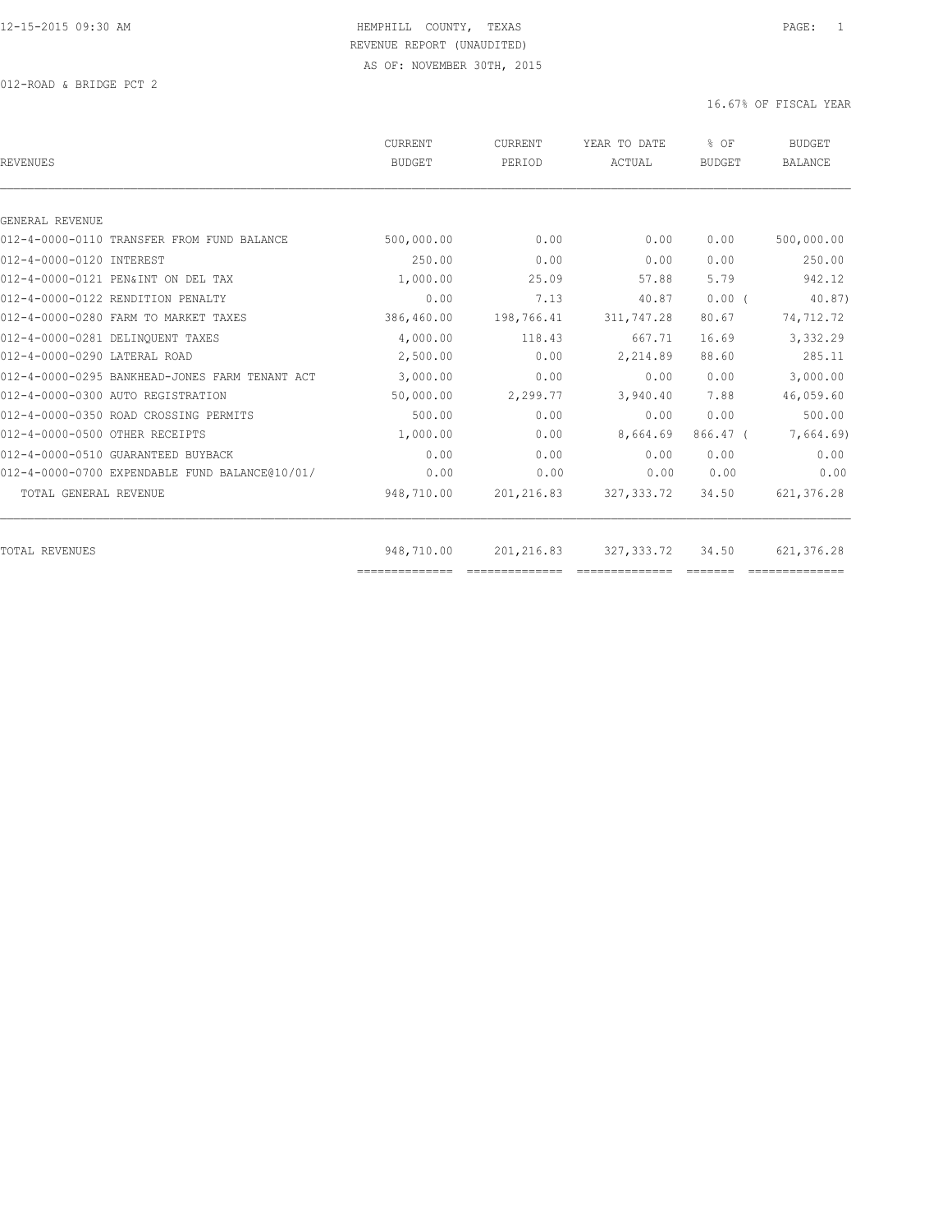HEMPHILL COUNTY, TEXAS
REVENUE REPORT (UNAUDITED)
AS OF: NOVEMBER 30TH, 2015

012-ROAD & BRIDGE PCT 2

16.67% OF FISCAL YEAR

| REVENUES | CURRENT BUDGET | CURRENT PERIOD | YEAR TO DATE ACTUAL | % OF BUDGET | BUDGET BALANCE |
|---|---|---|---|---|---|
| GENERAL REVENUE | | | | | |
| 012-4-0000-0110 TRANSFER FROM FUND BALANCE | 500,000.00 | 0.00 | 0.00 | 0.00 | 500,000.00 |
| 012-4-0000-0120 INTEREST | 250.00 | 0.00 | 0.00 | 0.00 | 250.00 |
| 012-4-0000-0121 PEN&INT ON DEL TAX | 1,000.00 | 25.09 | 57.88 | 5.79 | 942.12 |
| 012-4-0000-0122 RENDITION PENALTY | 0.00 | 7.13 | 40.87 | 0.00 ( | 40.87) |
| 012-4-0000-0280 FARM TO MARKET TAXES | 386,460.00 | 198,766.41 | 311,747.28 | 80.67 | 74,712.72 |
| 012-4-0000-0281 DELINQUENT TAXES | 4,000.00 | 118.43 | 667.71 | 16.69 | 3,332.29 |
| 012-4-0000-0290 LATERAL ROAD | 2,500.00 | 0.00 | 2,214.89 | 88.60 | 285.11 |
| 012-4-0000-0295 BANKHEAD-JONES FARM TENANT ACT | 3,000.00 | 0.00 | 0.00 | 0.00 | 3,000.00 |
| 012-4-0000-0300 AUTO REGISTRATION | 50,000.00 | 2,299.77 | 3,940.40 | 7.88 | 46,059.60 |
| 012-4-0000-0350 ROAD CROSSING PERMITS | 500.00 | 0.00 | 0.00 | 0.00 | 500.00 |
| 012-4-0000-0500 OTHER RECEIPTS | 1,000.00 | 0.00 | 8,664.69 | 866.47 ( | 7,664.69) |
| 012-4-0000-0510 GUARANTEED BUYBACK | 0.00 | 0.00 | 0.00 | 0.00 | 0.00 |
| 012-4-0000-0700 EXPENDABLE FUND BALANCE@10/01/ | 0.00 | 0.00 | 0.00 | 0.00 | 0.00 |
| TOTAL GENERAL REVENUE | 948,710.00 | 201,216.83 | 327,333.72 | 34.50 | 621,376.28 |
| TOTAL REVENUES | 948,710.00 | 201,216.83 | 327,333.72 | 34.50 | 621,376.28 |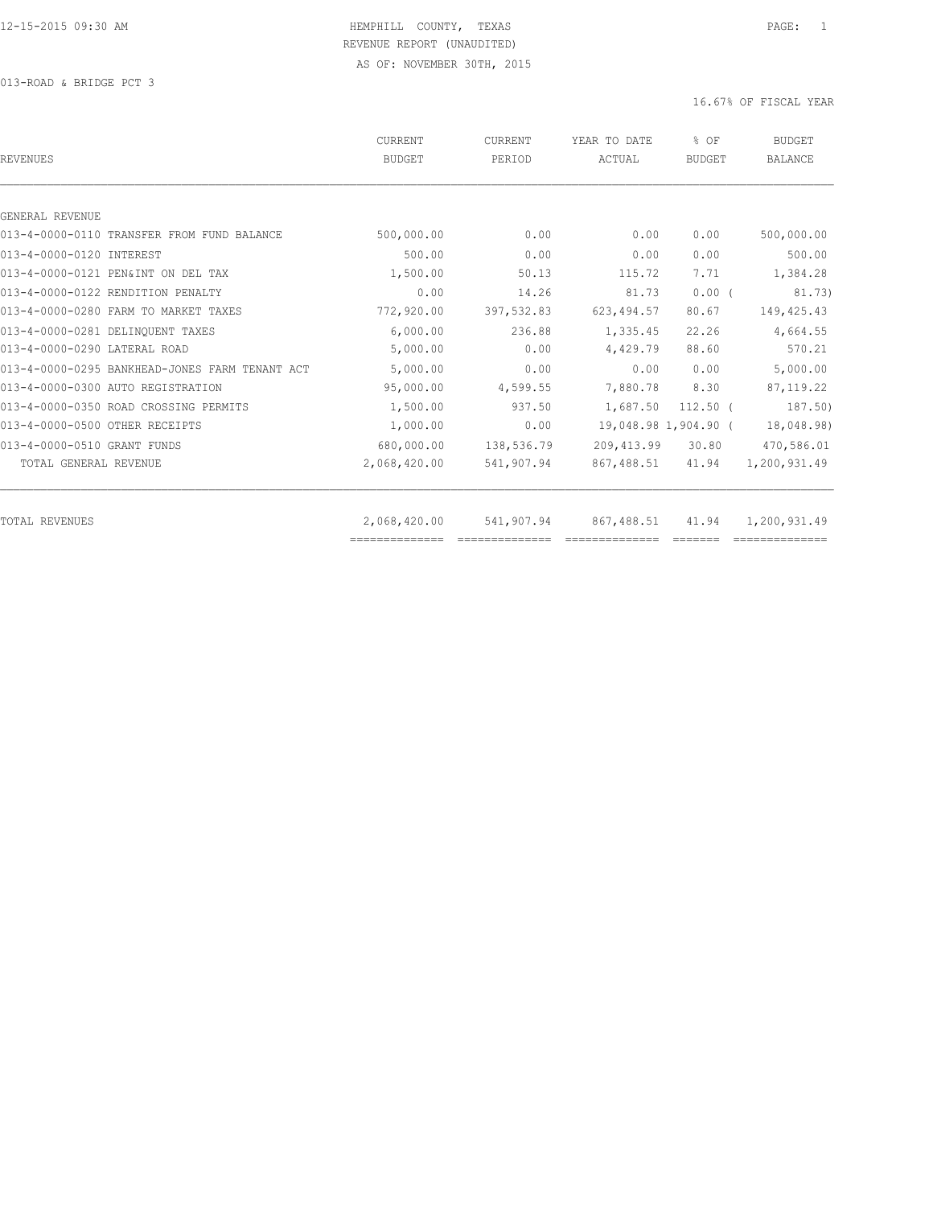HEMPHILL COUNTY, TEXAS
REVENUE REPORT (UNAUDITED)
AS OF: NOVEMBER 30TH, 2015

013-ROAD & BRIDGE PCT 3

16.67% OF FISCAL YEAR

| REVENUES | CURRENT BUDGET | CURRENT PERIOD | YEAR TO DATE ACTUAL | % OF BUDGET | BUDGET BALANCE |
|---|---|---|---|---|---|
| GENERAL REVENUE | | | | | |
| 013-4-0000-0110 TRANSFER FROM FUND BALANCE | 500,000.00 | 0.00 | 0.00 | 0.00 | 500,000.00 |
| 013-4-0000-0120 INTEREST | 500.00 | 0.00 | 0.00 | 0.00 | 500.00 |
| 013-4-0000-0121 PEN&INT ON DEL TAX | 1,500.00 | 50.13 | 115.72 | 7.71 | 1,384.28 |
| 013-4-0000-0122 RENDITION PENALTY | 0.00 | 14.26 | 81.73 | 0.00 | ( 81.73) |
| 013-4-0000-0280 FARM TO MARKET TAXES | 772,920.00 | 397,532.83 | 623,494.57 | 80.67 | 149,425.43 |
| 013-4-0000-0281 DELINQUENT TAXES | 6,000.00 | 236.88 | 1,335.45 | 22.26 | 4,664.55 |
| 013-4-0000-0290 LATERAL ROAD | 5,000.00 | 0.00 | 4,429.79 | 88.60 | 570.21 |
| 013-4-0000-0295 BANKHEAD-JONES FARM TENANT ACT | 5,000.00 | 0.00 | 0.00 | 0.00 | 5,000.00 |
| 013-4-0000-0300 AUTO REGISTRATION | 95,000.00 | 4,599.55 | 7,880.78 | 8.30 | 87,119.22 |
| 013-4-0000-0350 ROAD CROSSING PERMITS | 1,500.00 | 937.50 | 1,687.50 | 112.50 | ( 187.50) |
| 013-4-0000-0500 OTHER RECEIPTS | 1,000.00 | 0.00 | 19,048.98 | 1,904.90 | ( 18,048.98) |
| 013-4-0000-0510 GRANT FUNDS | 680,000.00 | 138,536.79 | 209,413.99 | 30.80 | 470,586.01 |
| TOTAL GENERAL REVENUE | 2,068,420.00 | 541,907.94 | 867,488.51 | 41.94 | 1,200,931.49 |
| TOTAL REVENUES | 2,068,420.00 | 541,907.94 | 867,488.51 | 41.94 | 1,200,931.49 |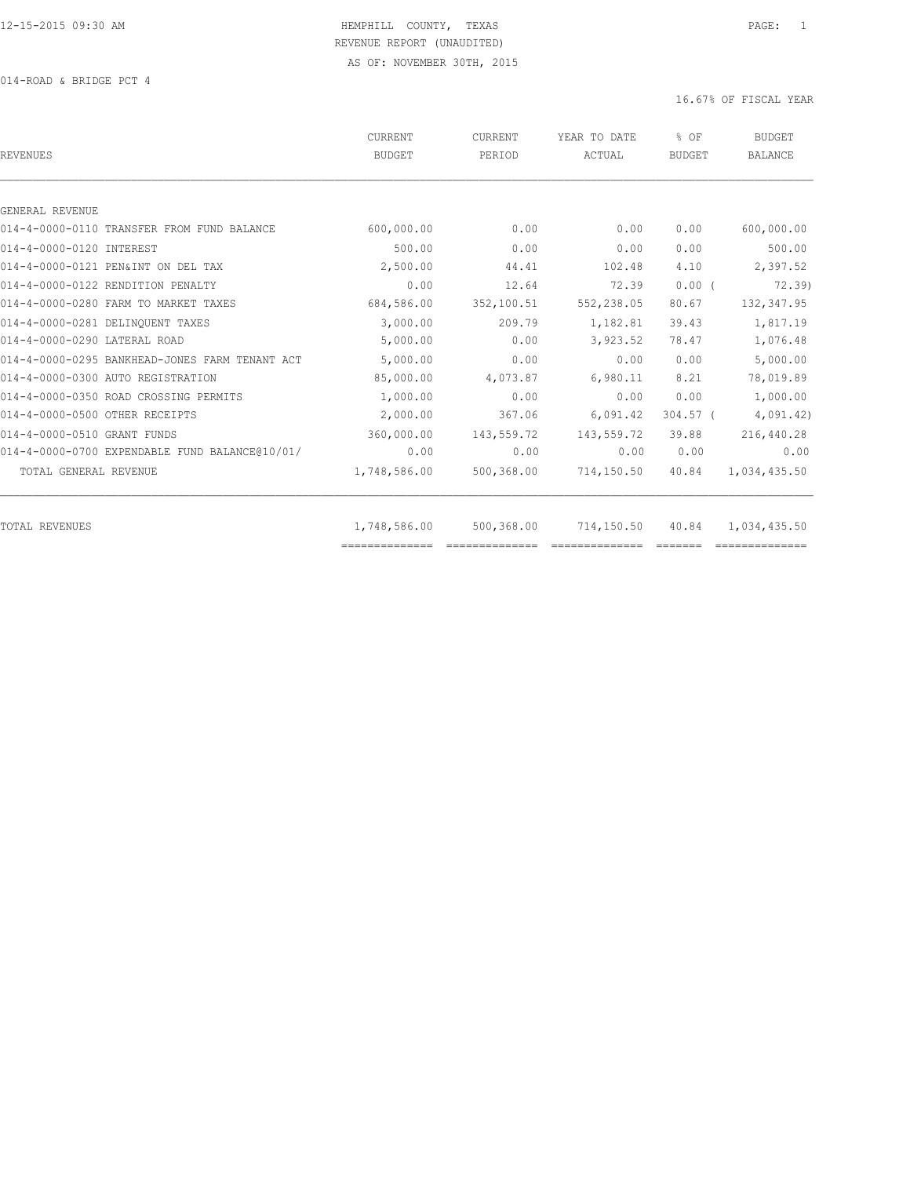HEMPHILL COUNTY, TEXAS
REVENUE REPORT (UNAUDITED)
AS OF: NOVEMBER 30TH, 2015

014-ROAD & BRIDGE PCT 4

16.67% OF FISCAL YEAR

| REVENUES | CURRENT BUDGET | CURRENT PERIOD | YEAR TO DATE ACTUAL | % OF BUDGET | BUDGET BALANCE |
|---|---|---|---|---|---|
| GENERAL REVENUE | | | | | |
| 014-4-0000-0110 TRANSFER FROM FUND BALANCE | 600,000.00 | 0.00 | 0.00 | 0.00 | 600,000.00 |
| 014-4-0000-0120 INTEREST | 500.00 | 0.00 | 0.00 | 0.00 | 500.00 |
| 014-4-0000-0121 PEN&INT ON DEL TAX | 2,500.00 | 44.41 | 102.48 | 4.10 | 2,397.52 |
| 014-4-0000-0122 RENDITION PENALTY | 0.00 | 12.64 | 72.39 | 0.00 | ( 72.39) |
| 014-4-0000-0280 FARM TO MARKET TAXES | 684,586.00 | 352,100.51 | 552,238.05 | 80.67 | 132,347.95 |
| 014-4-0000-0281 DELINQUENT TAXES | 3,000.00 | 209.79 | 1,182.81 | 39.43 | 1,817.19 |
| 014-4-0000-0290 LATERAL ROAD | 5,000.00 | 0.00 | 3,923.52 | 78.47 | 1,076.48 |
| 014-4-0000-0295 BANKHEAD-JONES FARM TENANT ACT | 5,000.00 | 0.00 | 0.00 | 0.00 | 5,000.00 |
| 014-4-0000-0300 AUTO REGISTRATION | 85,000.00 | 4,073.87 | 6,980.11 | 8.21 | 78,019.89 |
| 014-4-0000-0350 ROAD CROSSING PERMITS | 1,000.00 | 0.00 | 0.00 | 0.00 | 1,000.00 |
| 014-4-0000-0500 OTHER RECEIPTS | 2,000.00 | 367.06 | 6,091.42 | 304.57 | ( 4,091.42) |
| 014-4-0000-0510 GRANT FUNDS | 360,000.00 | 143,559.72 | 143,559.72 | 39.88 | 216,440.28 |
| 014-4-0000-0700 EXPENDABLE FUND BALANCE@10/01/ | 0.00 | 0.00 | 0.00 | 0.00 | 0.00 |
| TOTAL GENERAL REVENUE | 1,748,586.00 | 500,368.00 | 714,150.50 | 40.84 | 1,034,435.50 |
| TOTAL REVENUES | 1,748,586.00 | 500,368.00 | 714,150.50 | 40.84 | 1,034,435.50 |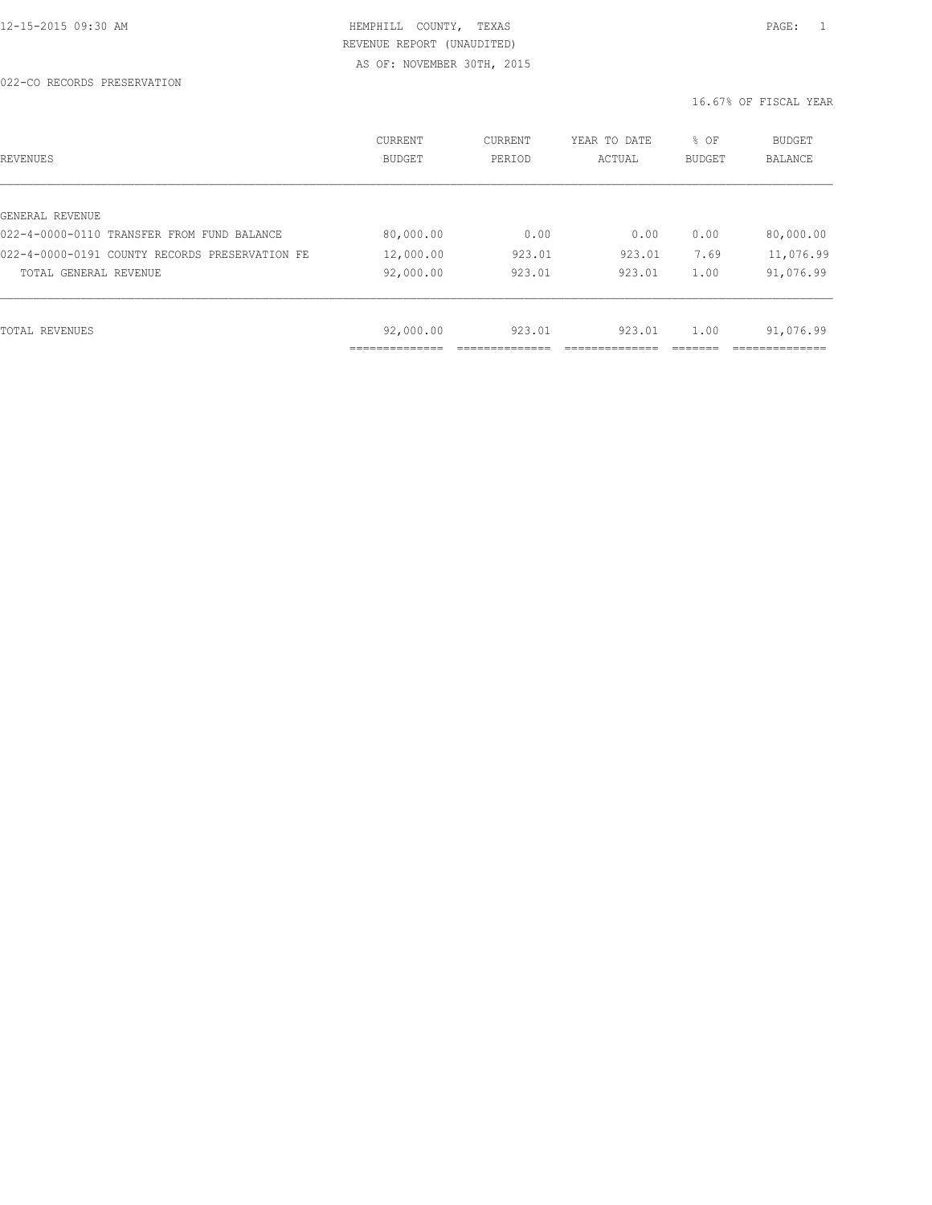HEMPHILL COUNTY, TEXAS
REVENUE REPORT (UNAUDITED)
AS OF: NOVEMBER 30TH, 2015

022-CO RECORDS PRESERVATION

16.67% OF FISCAL YEAR

| REVENUES | CURRENT BUDGET | CURRENT PERIOD | YEAR TO DATE ACTUAL | % OF BUDGET | BUDGET BALANCE |
|---|---|---|---|---|---|
| GENERAL REVENUE | | | | | |
| 022-4-0000-0110 TRANSFER FROM FUND BALANCE | 80,000.00 | 0.00 | 0.00 | 0.00 | 80,000.00 |
| 022-4-0000-0191 COUNTY RECORDS PRESERVATION FE | 12,000.00 | 923.01 | 923.01 | 7.69 | 11,076.99 |
| TOTAL GENERAL REVENUE | 92,000.00 | 923.01 | 923.01 | 1.00 | 91,076.99 |
| TOTAL REVENUES | 92,000.00 | 923.01 | 923.01 | 1.00 | 91,076.99 |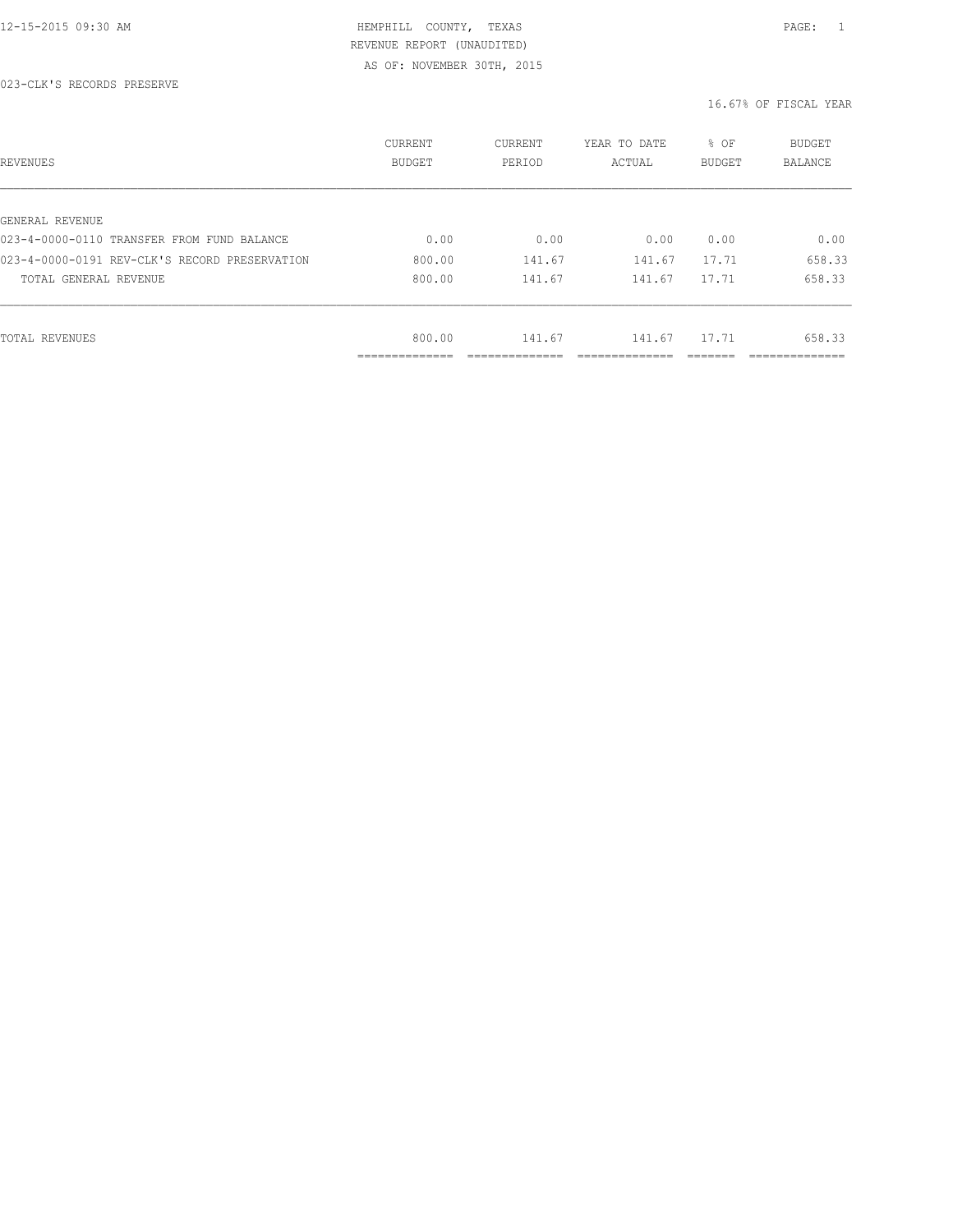HEMPHILL COUNTY, TEXAS
REVENUE REPORT (UNAUDITED)
AS OF: NOVEMBER 30TH, 2015

023-CLK'S RECORDS PRESERVE

16.67% OF FISCAL YEAR

| REVENUES | CURRENT BUDGET | CURRENT PERIOD | YEAR TO DATE ACTUAL | % OF BUDGET | BUDGET BALANCE |
|---|---|---|---|---|---|
| GENERAL REVENUE | | | | | |
| 023-4-0000-0110 TRANSFER FROM FUND BALANCE | 0.00 | 0.00 | 0.00 | 0.00 | 0.00 |
| 023-4-0000-0191 REV-CLK'S RECORD PRESERVATION | 800.00 | 141.67 | 141.67 | 17.71 | 658.33 |
| TOTAL GENERAL REVENUE | 800.00 | 141.67 | 141.67 | 17.71 | 658.33 |
| TOTAL REVENUES | 800.00 | 141.67 | 141.67 | 17.71 | 658.33 |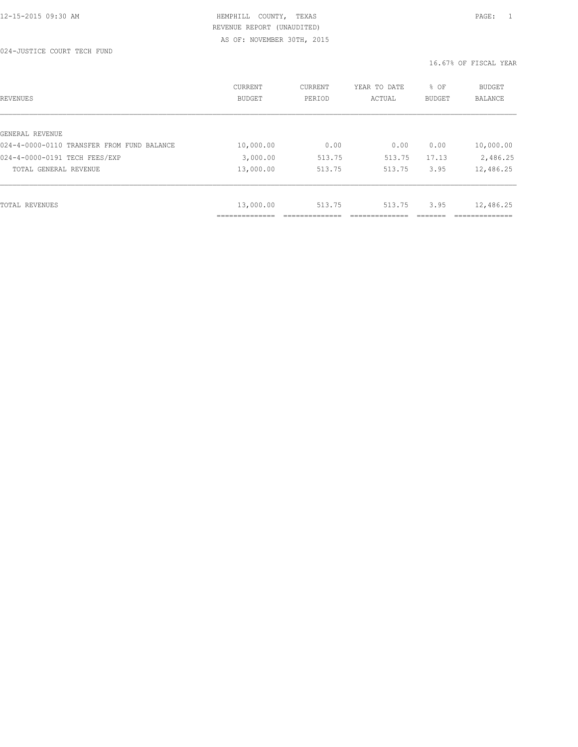HEMPHILL COUNTY, TEXAS
REVENUE REPORT (UNAUDITED)
AS OF: NOVEMBER 30TH, 2015

024-JUSTICE COURT TECH FUND

16.67% OF FISCAL YEAR

| REVENUES | CURRENT BUDGET | CURRENT PERIOD | YEAR TO DATE ACTUAL | % OF BUDGET | BUDGET BALANCE |
|---|---|---|---|---|---|
| GENERAL REVENUE | | | | | |
| 024-4-0000-0110 TRANSFER FROM FUND BALANCE | 10,000.00 | 0.00 | 0.00 | 0.00 | 10,000.00 |
| 024-4-0000-0191 TECH FEES/EXP | 3,000.00 | 513.75 | 513.75 | 17.13 | 2,486.25 |
| TOTAL GENERAL REVENUE | 13,000.00 | 513.75 | 513.75 | 3.95 | 12,486.25 |
| TOTAL REVENUES | 13,000.00 | 513.75 | 513.75 | 3.95 | 12,486.25 |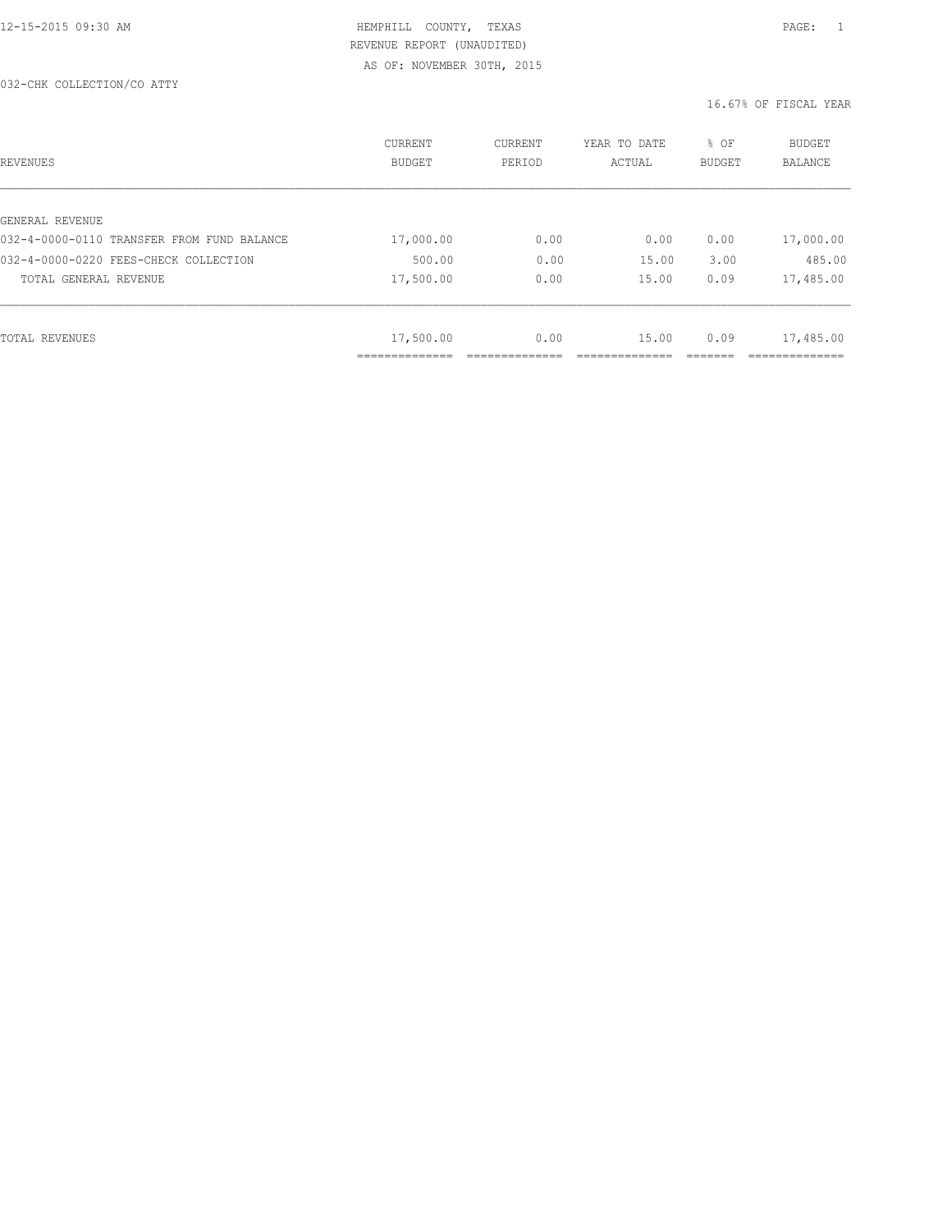HEMPHILL COUNTY, TEXAS
REVENUE REPORT (UNAUDITED)
AS OF: NOVEMBER 30TH, 2015

032-CHK COLLECTION/CO ATTY

16.67% OF FISCAL YEAR

| REVENUES | CURRENT BUDGET | CURRENT PERIOD | YEAR TO DATE ACTUAL | % OF BUDGET | BUDGET BALANCE |
|---|---|---|---|---|---|
| GENERAL REVENUE | | | | | |
| 032-4-0000-0110 TRANSFER FROM FUND BALANCE | 17,000.00 | 0.00 | 0.00 | 0.00 | 17,000.00 |
| 032-4-0000-0220 FEES-CHECK COLLECTION | 500.00 | 0.00 | 15.00 | 3.00 | 485.00 |
| TOTAL GENERAL REVENUE | 17,500.00 | 0.00 | 15.00 | 0.09 | 17,485.00 |
| TOTAL REVENUES | 17,500.00 | 0.00 | 15.00 | 0.09 | 17,485.00 |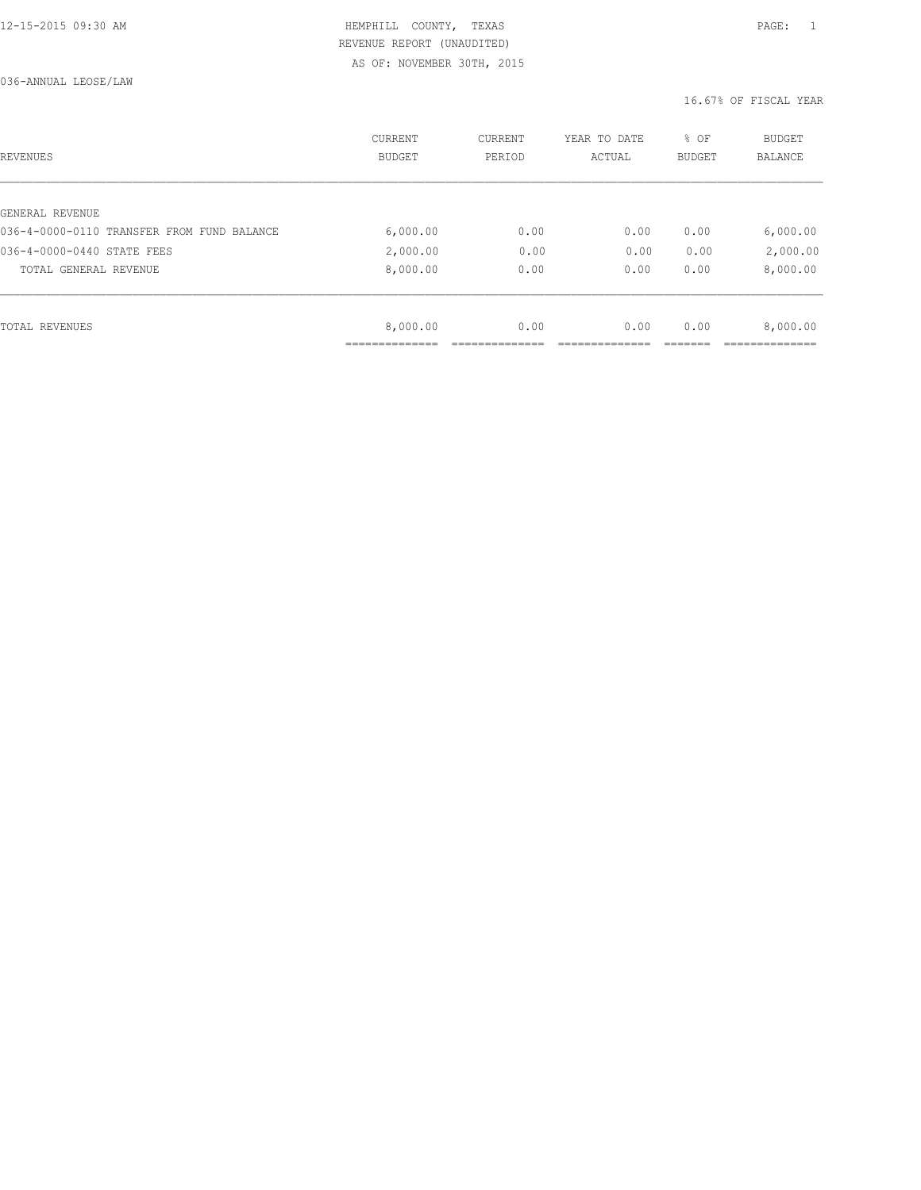12-15-2015 09:30 AM HEMPHILL COUNTY, TEXAS

REVENUE REPORT (UNAUDITED)

AS OF: NOVEMBER 30TH, 2015

036-ANNUAL LEOSE/LAW

16.67% OF FISCAL YEAR

| REVENUES | CURRENT BUDGET | CURRENT PERIOD | YEAR TO DATE ACTUAL | % OF BUDGET | BUDGET BALANCE |
|---|---|---|---|---|---|
| GENERAL REVENUE | | | | | |
| 036-4-0000-0110 TRANSFER FROM FUND BALANCE | 6,000.00 | 0.00 | 0.00 | 0.00 | 6,000.00 |
| 036-4-0000-0440 STATE FEES | 2,000.00 | 0.00 | 0.00 | 0.00 | 2,000.00 |
| TOTAL GENERAL REVENUE | 8,000.00 | 0.00 | 0.00 | 0.00 | 8,000.00 |
| TOTAL REVENUES | 8,000.00 | 0.00 | 0.00 | 0.00 | 8,000.00 |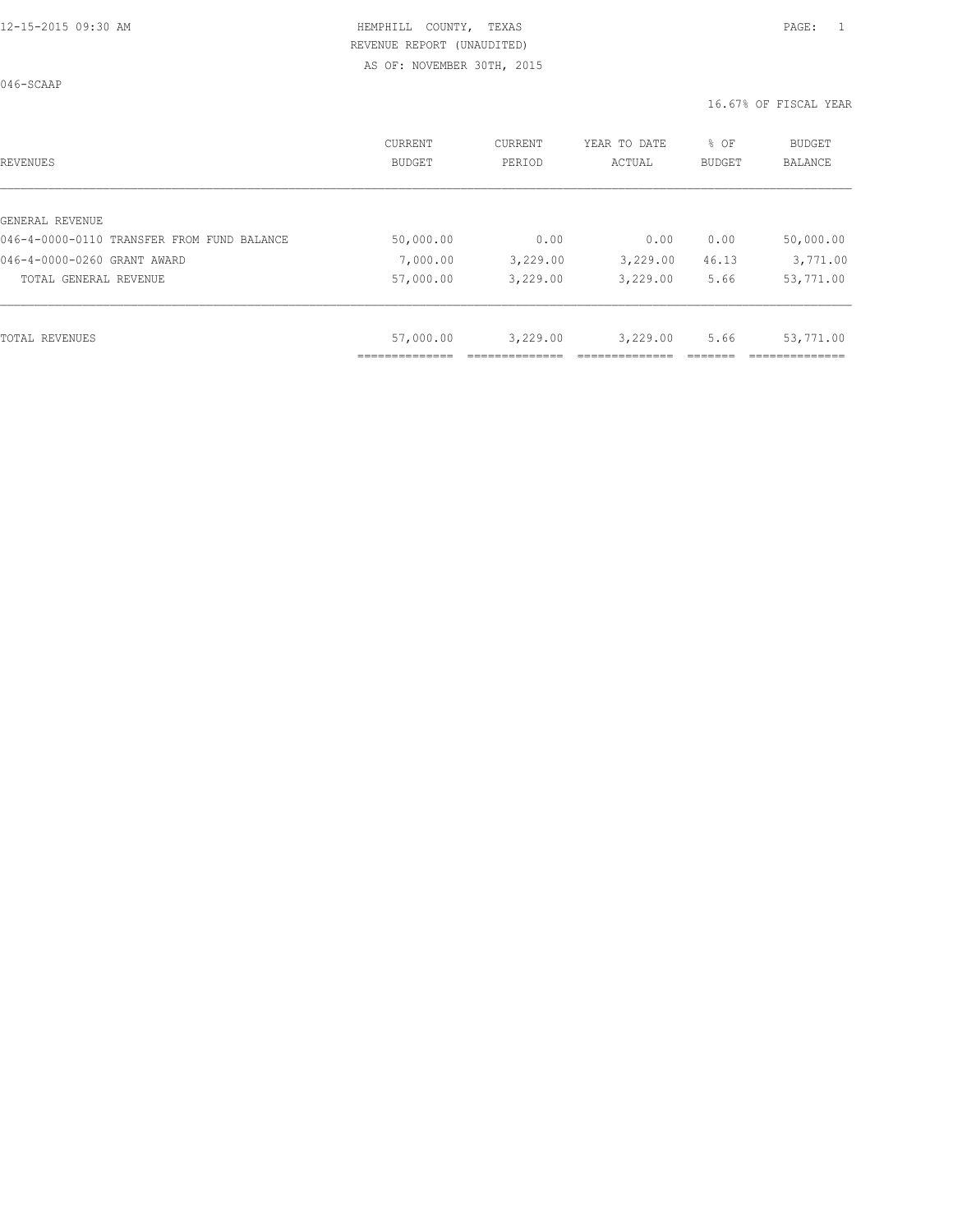HEMPHILL COUNTY, TEXAS
REVENUE REPORT (UNAUDITED)
AS OF: NOVEMBER 30TH, 2015

046-SCAAP

16.67% OF FISCAL YEAR

| REVENUES | CURRENT BUDGET | CURRENT PERIOD | YEAR TO DATE ACTUAL | % OF BUDGET | BUDGET BALANCE |
|---|---|---|---|---|---|
| GENERAL REVENUE | | | | | |
| 046-4-0000-0110 TRANSFER FROM FUND BALANCE | 50,000.00 | 0.00 | 0.00 | 0.00 | 50,000.00 |
| 046-4-0000-0260 GRANT AWARD | 7,000.00 | 3,229.00 | 3,229.00 | 46.13 | 3,771.00 |
| TOTAL GENERAL REVENUE | 57,000.00 | 3,229.00 | 3,229.00 | 5.66 | 53,771.00 |
| TOTAL REVENUES | 57,000.00 | 3,229.00 | 3,229.00 | 5.66 | 53,771.00 |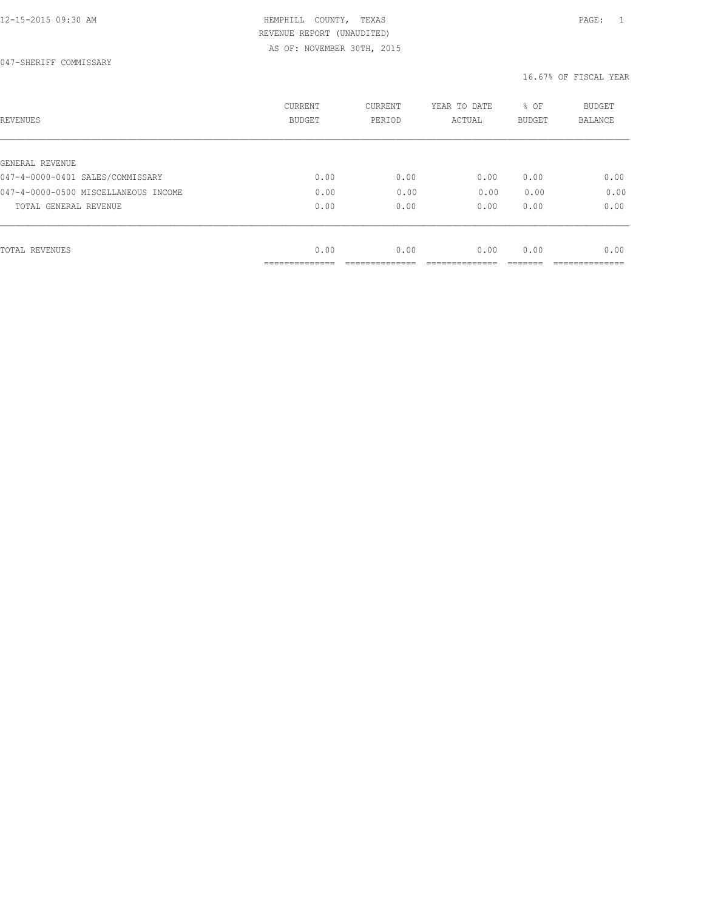HEMPHILL COUNTY, TEXAS
REVENUE REPORT (UNAUDITED)
AS OF: NOVEMBER 30TH, 2015

047-SHERIFF COMMISSARY

16.67% OF FISCAL YEAR

| REVENUES | CURRENT BUDGET | CURRENT PERIOD | YEAR TO DATE ACTUAL | % OF BUDGET | BUDGET BALANCE |
|---|---|---|---|---|---|
| GENERAL REVENUE | | | | | |
| 047-4-0000-0401 SALES/COMMISSARY | 0.00 | 0.00 | 0.00 | 0.00 | 0.00 |
| 047-4-0000-0500 MISCELLANEOUS INCOME | 0.00 | 0.00 | 0.00 | 0.00 | 0.00 |
| TOTAL GENERAL REVENUE | 0.00 | 0.00 | 0.00 | 0.00 | 0.00 |
| TOTAL REVENUES | 0.00 | 0.00 | 0.00 | 0.00 | 0.00 |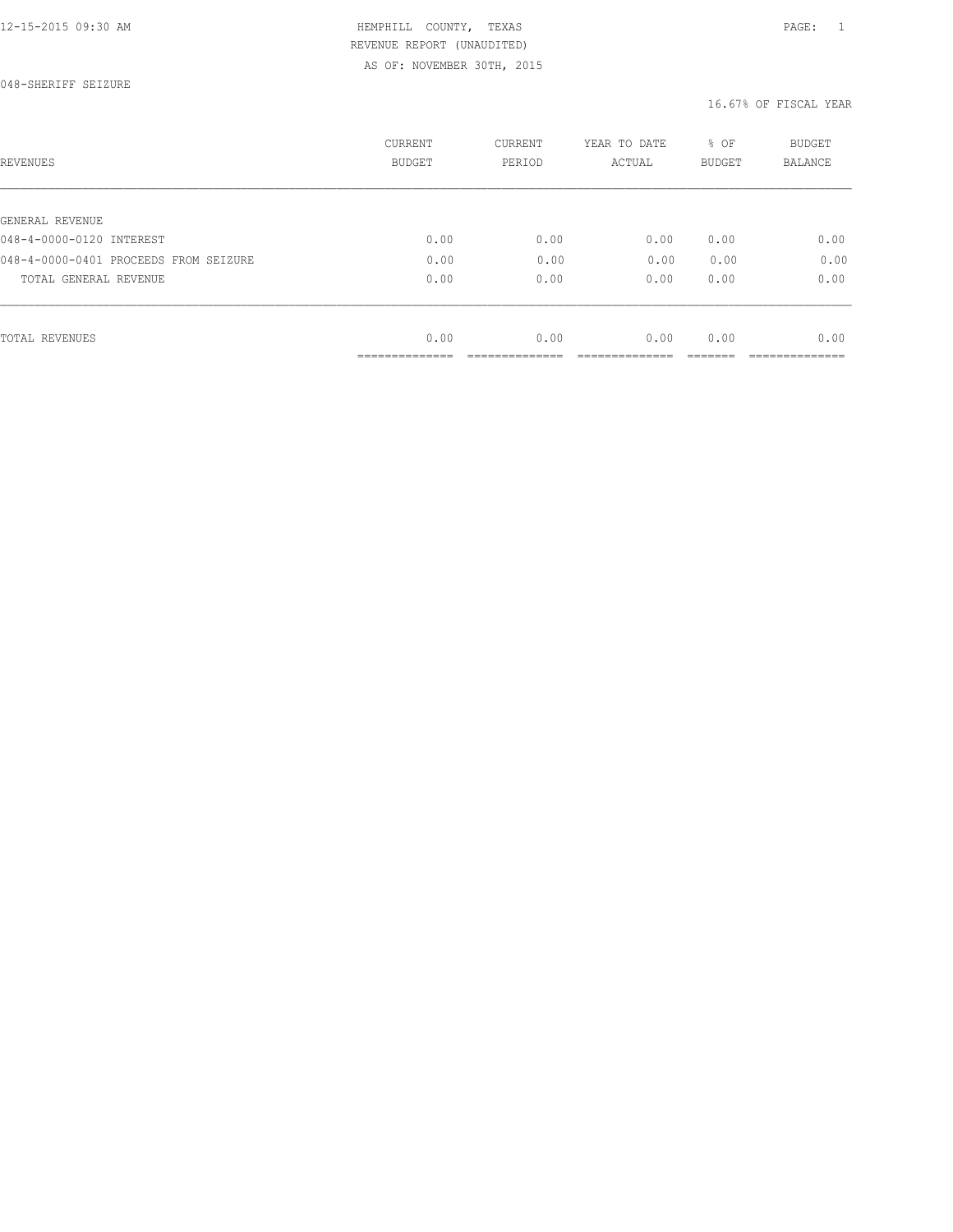HEMPHILL COUNTY, TEXAS
REVENUE REPORT (UNAUDITED)
AS OF: NOVEMBER 30TH, 2015

048-SHERIFF SEIZURE

16.67% OF FISCAL YEAR

| REVENUES | CURRENT BUDGET | CURRENT PERIOD | YEAR TO DATE ACTUAL | % OF BUDGET | BUDGET BALANCE |
|---|---|---|---|---|---|
| GENERAL REVENUE | | | | | |
| 048-4-0000-0120 INTEREST | 0.00 | 0.00 | 0.00 | 0.00 | 0.00 |
| 048-4-0000-0401 PROCEEDS FROM SEIZURE | 0.00 | 0.00 | 0.00 | 0.00 | 0.00 |
| TOTAL GENERAL REVENUE | 0.00 | 0.00 | 0.00 | 0.00 | 0.00 |
| TOTAL REVENUES | 0.00 | 0.00 | 0.00 | 0.00 | 0.00 |